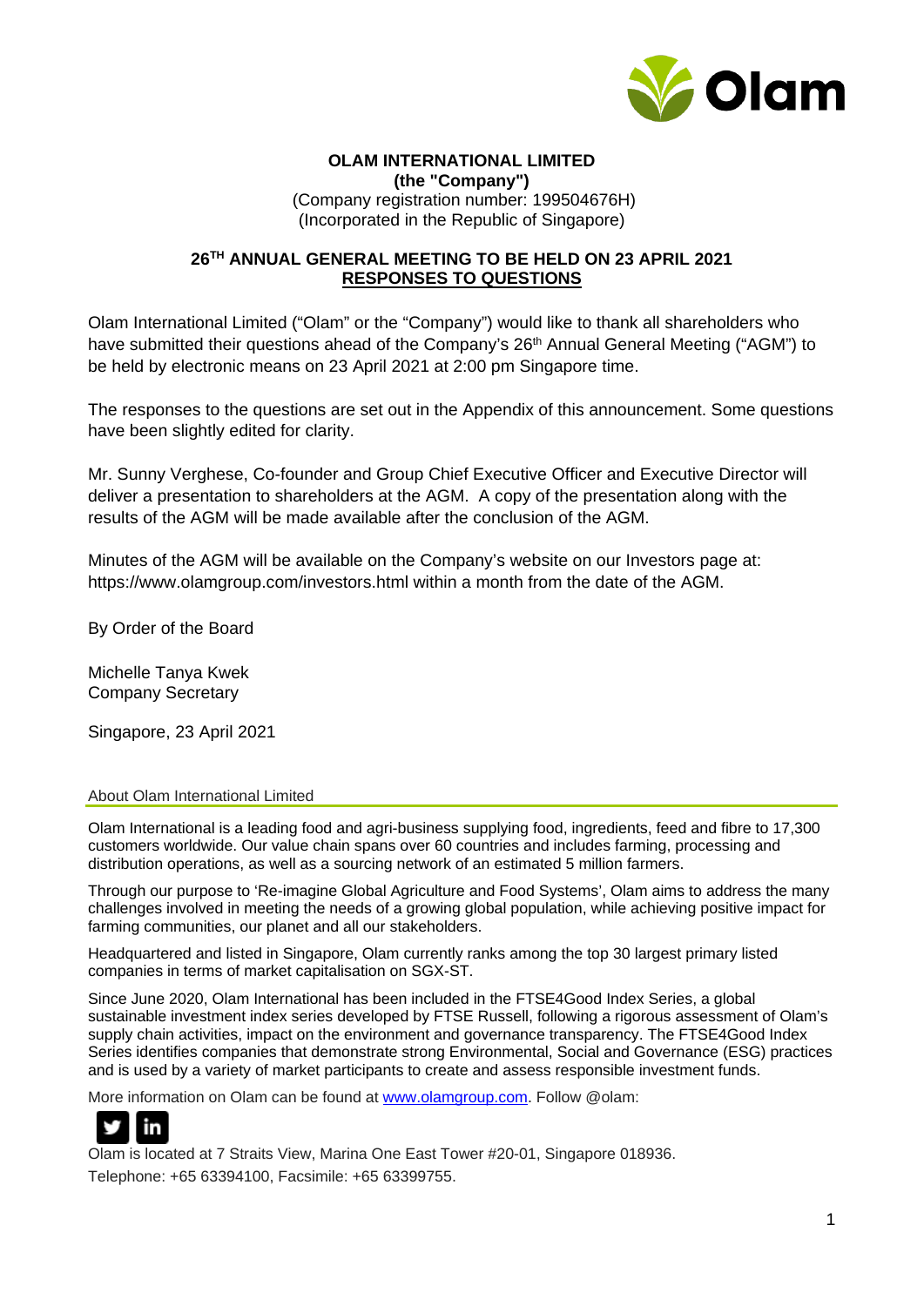**OLAM INTERNATIONAL LIMITED**
**(the "Company")**
(Company registration number: 199504676H)
(Incorporated in the Republic of Singapore)

**26TH ANNUAL GENERAL MEETING TO BE HELD ON 23 APRIL 2021**
**RESPONSES TO QUESTIONS**

Olam International Limited ("Olam" or the "Company") would like to thank all shareholders who have submitted their questions ahead of the Company's 26th Annual General Meeting ("AGM") to be held by electronic means on 23 April 2021 at 2:00 pm Singapore time.

The responses to the questions are set out in the Appendix of this announcement. Some questions have been slightly edited for clarity.

Mr. Sunny Verghese, Co-founder and Group Chief Executive Officer and Executive Director will deliver a presentation to shareholders at the AGM. A copy of the presentation along with the results of the AGM will be made available after the conclusion of the AGM.

Minutes of the AGM will be available on the Company's website on our Investors page at: https://www.olamgroup.com/investors.html within a month from the date of the AGM.

By Order of the Board

Michelle Tanya Kwek
Company Secretary

Singapore, 23 April 2021

About Olam International Limited

Olam International is a leading food and agri-business supplying food, ingredients, feed and fibre to 17,300 customers worldwide. Our value chain spans over 60 countries and includes farming, processing and distribution operations, as well as a sourcing network of an estimated 5 million farmers.

Through our purpose to 'Re-imagine Global Agriculture and Food Systems', Olam aims to address the many challenges involved in meeting the needs of a growing global population, while achieving positive impact for farming communities, our planet and all our stakeholders.

Headquartered and listed in Singapore, Olam currently ranks among the top 30 largest primary listed companies in terms of market capitalisation on SGX-ST.

Since June 2020, Olam International has been included in the FTSE4Good Index Series, a global sustainable investment index series developed by FTSE Russell, following a rigorous assessment of Olam's supply chain activities, impact on the environment and governance transparency. The FTSE4Good Index Series identifies companies that demonstrate strong Environmental, Social and Governance (ESG) practices and is used by a variety of market participants to create and assess responsible investment funds.

More information on Olam can be found at www.olamgroup.com. Follow @olam:

Olam is located at 7 Straits View, Marina One East Tower #20-01, Singapore 018936.
Telephone: +65 63394100, Facsimile: +65 63399755.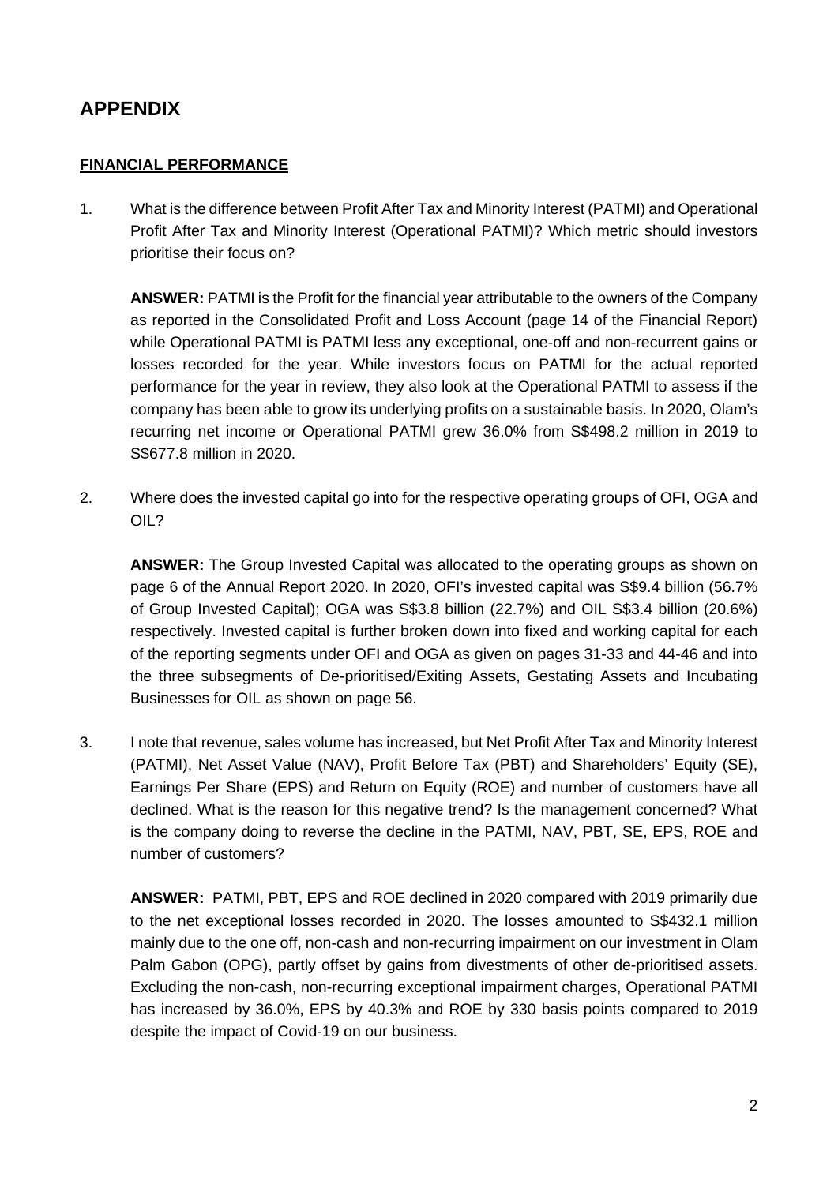# APPENDIX

## FINANCIAL PERFORMANCE

1. What is the difference between Profit After Tax and Minority Interest (PATMI) and Operational Profit After Tax and Minority Interest (Operational PATMI)? Which metric should investors prioritise their focus on?

   **ANSWER:** PATMI is the Profit for the financial year attributable to the owners of the Company as reported in the Consolidated Profit and Loss Account (page 14 of the Financial Report) while Operational PATMI is PATMI less any exceptional, one-off and non-recurrent gains or losses recorded for the year. While investors focus on PATMI for the actual reported performance for the year in review, they also look at the Operational PATMI to assess if the company has been able to grow its underlying profits on a sustainable basis. In 2020, Olam's recurring net income or Operational PATMI grew 36.0% from S$498.2 million in 2019 to S$677.8 million in 2020.

2. Where does the invested capital go into for the respective operating groups of OFI, OGA and OIL?

   **ANSWER:** The Group Invested Capital was allocated to the operating groups as shown on page 6 of the Annual Report 2020. In 2020, OFI's invested capital was S$9.4 billion (56.7% of Group Invested Capital); OGA was S$3.8 billion (22.7%) and OIL S$3.4 billion (20.6%) respectively. Invested capital is further broken down into fixed and working capital for each of the reporting segments under OFI and OGA as given on pages 31-33 and 44-46 and into the three subsegments of De-prioritised/Exiting Assets, Gestating Assets and Incubating Businesses for OIL as shown on page 56.

3. I note that revenue, sales volume has increased, but Net Profit After Tax and Minority Interest (PATMI), Net Asset Value (NAV), Profit Before Tax (PBT) and Shareholders' Equity (SE), Earnings Per Share (EPS) and Return on Equity (ROE) and number of customers have all declined. What is the reason for this negative trend? Is the management concerned? What is the company doing to reverse the decline in the PATMI, NAV, PBT, SE, EPS, ROE and number of customers?

   **ANSWER:** PATMI, PBT, EPS and ROE declined in 2020 compared with 2019 primarily due to the net exceptional losses recorded in 2020. The losses amounted to S$432.1 million mainly due to the one off, non-cash and non-recurring impairment on our investment in Olam Palm Gabon (OPG), partly offset by gains from divestments of other de-prioritised assets. Excluding the non-cash, non-recurring exceptional impairment charges, Operational PATMI has increased by 36.0%, EPS by 40.3% and ROE by 330 basis points compared to 2019 despite the impact of Covid-19 on our business.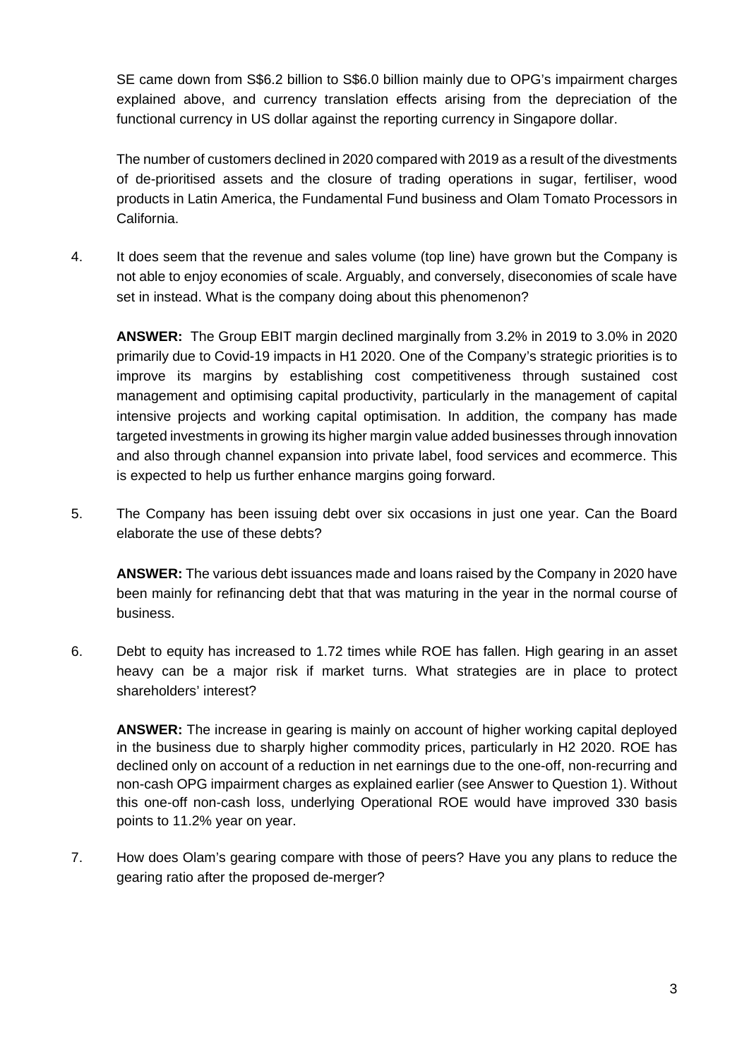SE came down from S$6.2 billion to S$6.0 billion mainly due to OPG's impairment charges explained above, and currency translation effects arising from the depreciation of the functional currency in US dollar against the reporting currency in Singapore dollar.

The number of customers declined in 2020 compared with 2019 as a result of the divestments of de-prioritised assets and the closure of trading operations in sugar, fertiliser, wood products in Latin America, the Fundamental Fund business and Olam Tomato Processors in California.

4. It does seem that the revenue and sales volume (top line) have grown but the Company is not able to enjoy economies of scale. Arguably, and conversely, diseconomies of scale have set in instead. What is the company doing about this phenomenon?

   **ANSWER:** The Group EBIT margin declined marginally from 3.2% in 2019 to 3.0% in 2020 primarily due to Covid-19 impacts in H1 2020. One of the Company's strategic priorities is to improve its margins by establishing cost competitiveness through sustained cost management and optimising capital productivity, particularly in the management of capital intensive projects and working capital optimisation. In addition, the company has made targeted investments in growing its higher margin value added businesses through innovation and also through channel expansion into private label, food services and ecommerce. This is expected to help us further enhance margins going forward.

5. The Company has been issuing debt over six occasions in just one year. Can the Board elaborate the use of these debts?

   **ANSWER:** The various debt issuances made and loans raised by the Company in 2020 have been mainly for refinancing debt that that was maturing in the year in the normal course of business.

6. Debt to equity has increased to 1.72 times while ROE has fallen. High gearing in an asset heavy can be a major risk if market turns. What strategies are in place to protect shareholders' interest?

   **ANSWER:** The increase in gearing is mainly on account of higher working capital deployed in the business due to sharply higher commodity prices, particularly in H2 2020. ROE has declined only on account of a reduction in net earnings due to the one-off, non-recurring and non-cash OPG impairment charges as explained earlier (see Answer to Question 1). Without this one-off non-cash loss, underlying Operational ROE would have improved 330 basis points to 11.2% year on year.

7. How does Olam's gearing compare with those of peers? Have you any plans to reduce the gearing ratio after the proposed de-merger?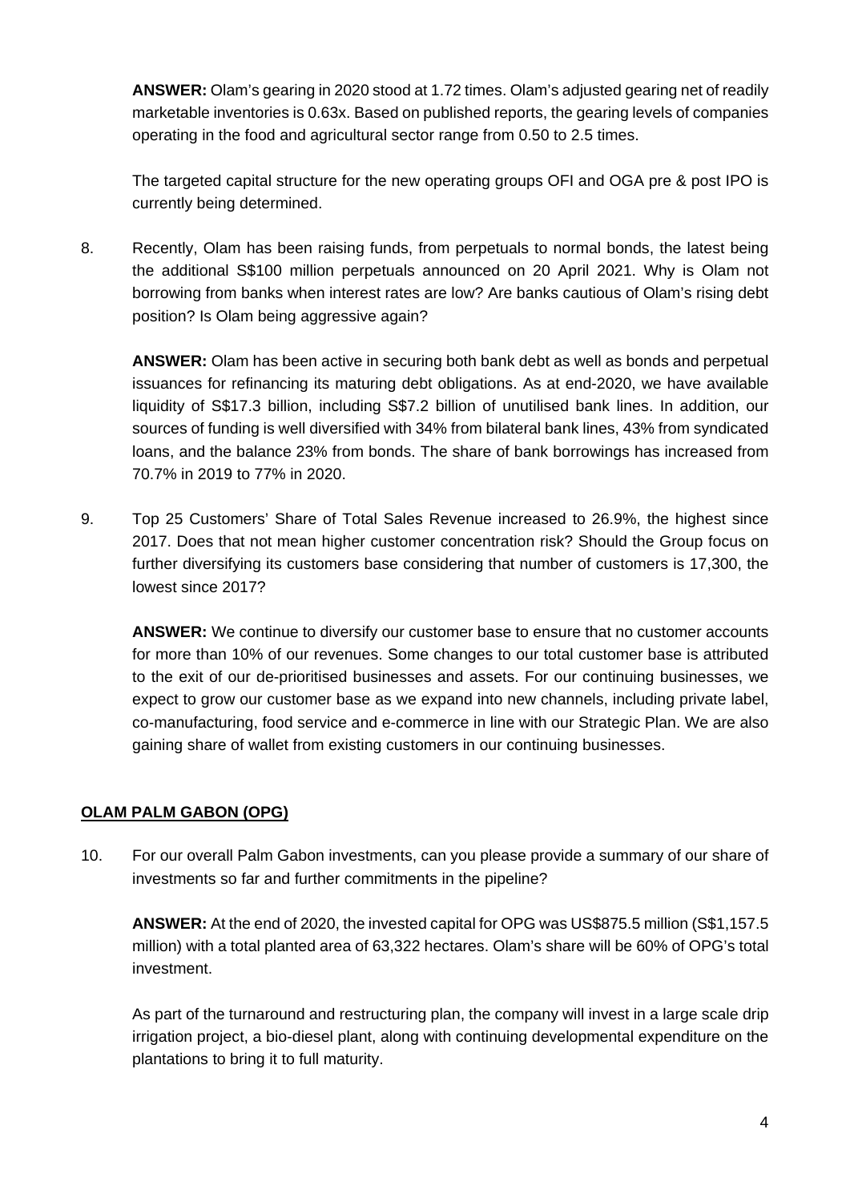**ANSWER:** Olam's gearing in 2020 stood at 1.72 times. Olam's adjusted gearing net of readily marketable inventories is 0.63x. Based on published reports, the gearing levels of companies operating in the food and agricultural sector range from 0.50 to 2.5 times.

The targeted capital structure for the new operating groups OFI and OGA pre & post IPO is currently being determined.

8. Recently, Olam has been raising funds, from perpetuals to normal bonds, the latest being the additional S$100 million perpetuals announced on 20 April 2021. Why is Olam not borrowing from banks when interest rates are low? Are banks cautious of Olam's rising debt position? Is Olam being aggressive again?

   **ANSWER:** Olam has been active in securing both bank debt as well as bonds and perpetual issuances for refinancing its maturing debt obligations. As at end-2020, we have available liquidity of S$17.3 billion, including S$7.2 billion of unutilised bank lines. In addition, our sources of funding is well diversified with 34% from bilateral bank lines, 43% from syndicated loans, and the balance 23% from bonds. The share of bank borrowings has increased from 70.7% in 2019 to 77% in 2020.

9. Top 25 Customers' Share of Total Sales Revenue increased to 26.9%, the highest since 2017. Does that not mean higher customer concentration risk? Should the Group focus on further diversifying its customers base considering that number of customers is 17,300, the lowest since 2017?

   **ANSWER:** We continue to diversify our customer base to ensure that no customer accounts for more than 10% of our revenues. Some changes to our total customer base is attributed to the exit of our de-prioritised businesses and assets. For our continuing businesses, we expect to grow our customer base as we expand into new channels, including private label, co-manufacturing, food service and e-commerce in line with our Strategic Plan. We are also gaining share of wallet from existing customers in our continuing businesses.

## <u>OLAM PALM GABON (OPG)</u>

10. For our overall Palm Gabon investments, can you please provide a summary of our share of investments so far and further commitments in the pipeline?

    **ANSWER:** At the end of 2020, the invested capital for OPG was US$875.5 million (S$1,157.5 million) with a total planted area of 63,322 hectares. Olam's share will be 60% of OPG's total investment.

    As part of the turnaround and restructuring plan, the company will invest in a large scale drip irrigation project, a bio-diesel plant, along with continuing developmental expenditure on the plantations to bring it to full maturity.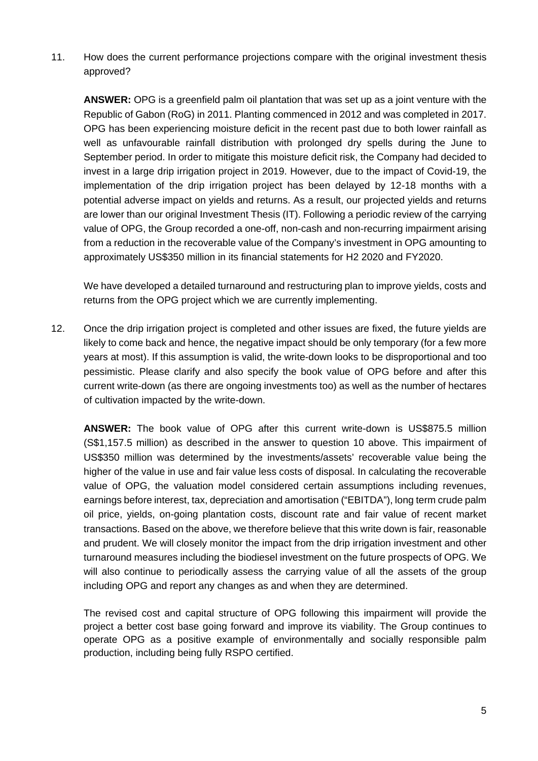11. How does the current performance projections compare with the original investment thesis approved?

    **ANSWER:** OPG is a greenfield palm oil plantation that was set up as a joint venture with the Republic of Gabon (RoG) in 2011. Planting commenced in 2012 and was completed in 2017. OPG has been experiencing moisture deficit in the recent past due to both lower rainfall as well as unfavourable rainfall distribution with prolonged dry spells during the June to September period. In order to mitigate this moisture deficit risk, the Company had decided to invest in a large drip irrigation project in 2019. However, due to the impact of Covid-19, the implementation of the drip irrigation project has been delayed by 12-18 months with a potential adverse impact on yields and returns. As a result, our projected yields and returns are lower than our original Investment Thesis (IT). Following a periodic review of the carrying value of OPG, the Group recorded a one-off, non-cash and non-recurring impairment arising from a reduction in the recoverable value of the Company's investment in OPG amounting to approximately US$350 million in its financial statements for H2 2020 and FY2020.

    We have developed a detailed turnaround and restructuring plan to improve yields, costs and returns from the OPG project which we are currently implementing.

12. Once the drip irrigation project is completed and other issues are fixed, the future yields are likely to come back and hence, the negative impact should be only temporary (for a few more years at most). If this assumption is valid, the write-down looks to be disproportional and too pessimistic. Please clarify and also specify the book value of OPG before and after this current write-down (as there are ongoing investments too) as well as the number of hectares of cultivation impacted by the write-down.

    **ANSWER:** The book value of OPG after this current write-down is US$875.5 million (S$1,157.5 million) as described in the answer to question 10 above. This impairment of US$350 million was determined by the investments/assets' recoverable value being the higher of the value in use and fair value less costs of disposal. In calculating the recoverable value of OPG, the valuation model considered certain assumptions including revenues, earnings before interest, tax, depreciation and amortisation ("EBITDA"), long term crude palm oil price, yields, on-going plantation costs, discount rate and fair value of recent market transactions. Based on the above, we therefore believe that this write down is fair, reasonable and prudent. We will closely monitor the impact from the drip irrigation investment and other turnaround measures including the biodiesel investment on the future prospects of OPG. We will also continue to periodically assess the carrying value of all the assets of the group including OPG and report any changes as and when they are determined.

    The revised cost and capital structure of OPG following this impairment will provide the project a better cost base going forward and improve its viability. The Group continues to operate OPG as a positive example of environmentally and socially responsible palm production, including being fully RSPO certified.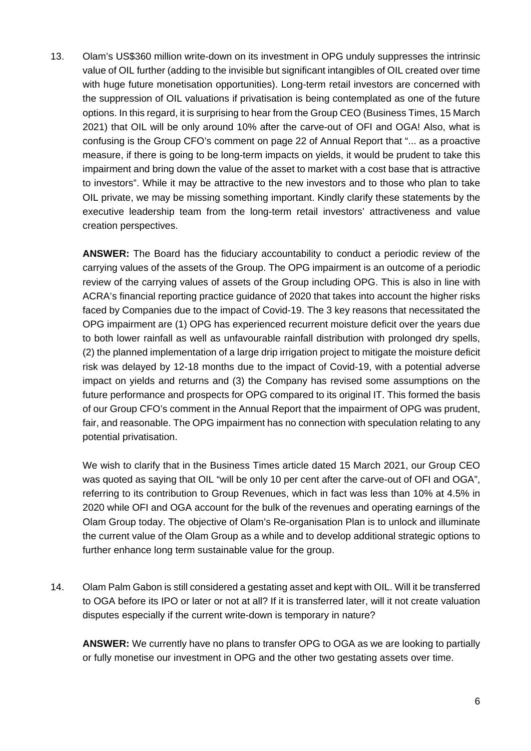13. Olam's US$360 million write-down on its investment in OPG unduly suppresses the intrinsic value of OIL further (adding to the invisible but significant intangibles of OIL created over time with huge future monetisation opportunities). Long-term retail investors are concerned with the suppression of OIL valuations if privatisation is being contemplated as one of the future options. In this regard, it is surprising to hear from the Group CEO (Business Times, 15 March 2021) that OIL will be only around 10% after the carve-out of OFI and OGA! Also, what is confusing is the Group CFO's comment on page 22 of Annual Report that "... as a proactive measure, if there is going to be long-term impacts on yields, it would be prudent to take this impairment and bring down the value of the asset to market with a cost base that is attractive to investors". While it may be attractive to the new investors and to those who plan to take OIL private, we may be missing something important. Kindly clarify these statements by the executive leadership team from the long-term retail investors' attractiveness and value creation perspectives.

    **ANSWER:** The Board has the fiduciary accountability to conduct a periodic review of the carrying values of the assets of the Group. The OPG impairment is an outcome of a periodic review of the carrying values of assets of the Group including OPG. This is also in line with ACRA's financial reporting practice guidance of 2020 that takes into account the higher risks faced by Companies due to the impact of Covid-19. The 3 key reasons that necessitated the OPG impairment are (1) OPG has experienced recurrent moisture deficit over the years due to both lower rainfall as well as unfavourable rainfall distribution with prolonged dry spells, (2) the planned implementation of a large drip irrigation project to mitigate the moisture deficit risk was delayed by 12-18 months due to the impact of Covid-19, with a potential adverse impact on yields and returns and (3) the Company has revised some assumptions on the future performance and prospects for OPG compared to its original IT. This formed the basis of our Group CFO's comment in the Annual Report that the impairment of OPG was prudent, fair, and reasonable. The OPG impairment has no connection with speculation relating to any potential privatisation.

    We wish to clarify that in the Business Times article dated 15 March 2021, our Group CEO was quoted as saying that OIL "will be only 10 per cent after the carve-out of OFI and OGA", referring to its contribution to Group Revenues, which in fact was less than 10% at 4.5% in 2020 while OFI and OGA account for the bulk of the revenues and operating earnings of the Olam Group today. The objective of Olam's Re-organisation Plan is to unlock and illuminate the current value of the Olam Group as a while and to develop additional strategic options to further enhance long term sustainable value for the group.

14. Olam Palm Gabon is still considered a gestating asset and kept with OIL. Will it be transferred to OGA before its IPO or later or not at all? If it is transferred later, will it not create valuation disputes especially if the current write-down is temporary in nature?

    **ANSWER:** We currently have no plans to transfer OPG to OGA as we are looking to partially or fully monetise our investment in OPG and the other two gestating assets over time.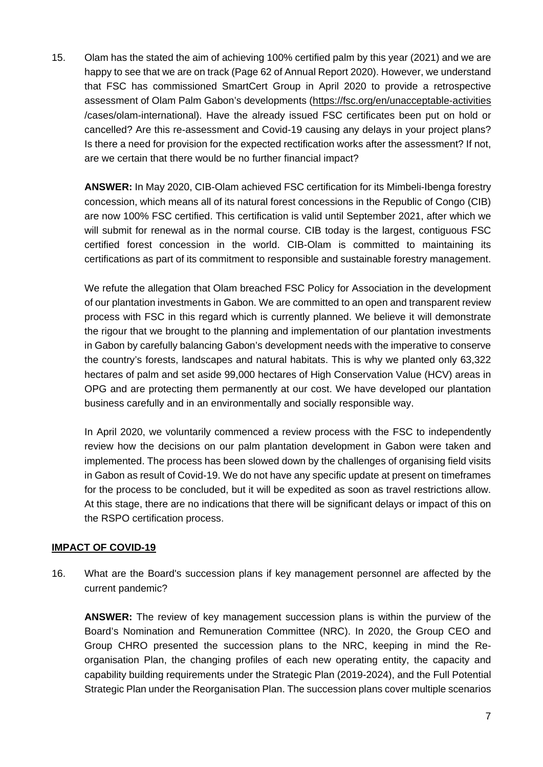15. Olam has the stated the aim of achieving 100% certified palm by this year (2021) and we are happy to see that we are on track (Page 62 of Annual Report 2020). However, we understand that FSC has commissioned SmartCert Group in April 2020 to provide a retrospective assessment of Olam Palm Gabon's developments (https://fsc.org/en/unacceptable-activities /cases/olam-international). Have the already issued FSC certificates been put on hold or cancelled? Are this re-assessment and Covid-19 causing any delays in your project plans? Is there a need for provision for the expected rectification works after the assessment? If not, are we certain that there would be no further financial impact?

    **ANSWER:** In May 2020, CIB-Olam achieved FSC certification for its Mimbeli-Ibenga forestry concession, which means all of its natural forest concessions in the Republic of Congo (CIB) are now 100% FSC certified. This certification is valid until September 2021, after which we will submit for renewal as in the normal course. CIB today is the largest, contiguous FSC certified forest concession in the world. CIB-Olam is committed to maintaining its certifications as part of its commitment to responsible and sustainable forestry management.

    We refute the allegation that Olam breached FSC Policy for Association in the development of our plantation investments in Gabon. We are committed to an open and transparent review process with FSC in this regard which is currently planned. We believe it will demonstrate the rigour that we brought to the planning and implementation of our plantation investments in Gabon by carefully balancing Gabon's development needs with the imperative to conserve the country's forests, landscapes and natural habitats. This is why we planted only 63,322 hectares of palm and set aside 99,000 hectares of High Conservation Value (HCV) areas in OPG and are protecting them permanently at our cost. We have developed our plantation business carefully and in an environmentally and socially responsible way.

    In April 2020, we voluntarily commenced a review process with the FSC to independently review how the decisions on our palm plantation development in Gabon were taken and implemented. The process has been slowed down by the challenges of organising field visits in Gabon as result of Covid-19. We do not have any specific update at present on timeframes for the process to be concluded, but it will be expedited as soon as travel restrictions allow. At this stage, there are no indications that there will be significant delays or impact of this on the RSPO certification process.

**IMPACT OF COVID-19**

16. What are the Board's succession plans if key management personnel are affected by the current pandemic?

    **ANSWER:** The review of key management succession plans is within the purview of the Board's Nomination and Remuneration Committee (NRC). In 2020, the Group CEO and Group CHRO presented the succession plans to the NRC, keeping in mind the Re-organisation Plan, the changing profiles of each new operating entity, the capacity and capability building requirements under the Strategic Plan (2019-2024), and the Full Potential Strategic Plan under the Reorganisation Plan. The succession plans cover multiple scenarios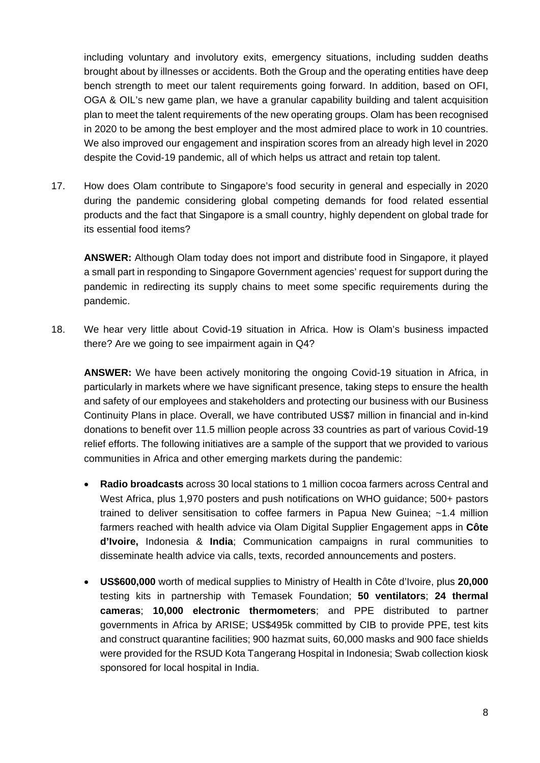including voluntary and involutory exits, emergency situations, including sudden deaths brought about by illnesses or accidents. Both the Group and the operating entities have deep bench strength to meet our talent requirements going forward. In addition, based on OFI, OGA & OIL's new game plan, we have a granular capability building and talent acquisition plan to meet the talent requirements of the new operating groups. Olam has been recognised in 2020 to be among the best employer and the most admired place to work in 10 countries. We also improved our engagement and inspiration scores from an already high level in 2020 despite the Covid-19 pandemic, all of which helps us attract and retain top talent.

17. How does Olam contribute to Singapore's food security in general and especially in 2020 during the pandemic considering global competing demands for food related essential products and the fact that Singapore is a small country, highly dependent on global trade for its essential food items?

    **ANSWER:** Although Olam today does not import and distribute food in Singapore, it played a small part in responding to Singapore Government agencies' request for support during the pandemic in redirecting its supply chains to meet some specific requirements during the pandemic.

18. We hear very little about Covid-19 situation in Africa. How is Olam's business impacted there? Are we going to see impairment again in Q4?

    **ANSWER:** We have been actively monitoring the ongoing Covid-19 situation in Africa, in particularly in markets where we have significant presence, taking steps to ensure the health and safety of our employees and stakeholders and protecting our business with our Business Continuity Plans in place. Overall, we have contributed US$7 million in financial and in-kind donations to benefit over 11.5 million people across 33 countries as part of various Covid-19 relief efforts. The following initiatives are a sample of the support that we provided to various communities in Africa and other emerging markets during the pandemic:

    - **Radio broadcasts** across 30 local stations to 1 million cocoa farmers across Central and West Africa, plus 1,970 posters and push notifications on WHO guidance; 500+ pastors trained to deliver sensitisation to coffee farmers in Papua New Guinea; ~1.4 million farmers reached with health advice via Olam Digital Supplier Engagement apps in **Côte d'Ivoire,** Indonesia & **India**; Communication campaigns in rural communities to disseminate health advice via calls, texts, recorded announcements and posters.

    - **US$600,000** worth of medical supplies to Ministry of Health in Côte d'Ivoire, plus **20,000** testing kits in partnership with Temasek Foundation; **50 ventilators**; **24 thermal cameras**; **10,000 electronic thermometers**; and PPE distributed to partner governments in Africa by ARISE; US$495k committed by CIB to provide PPE, test kits and construct quarantine facilities; 900 hazmat suits, 60,000 masks and 900 face shields were provided for the RSUD Kota Tangerang Hospital in Indonesia; Swab collection kiosk sponsored for local hospital in India.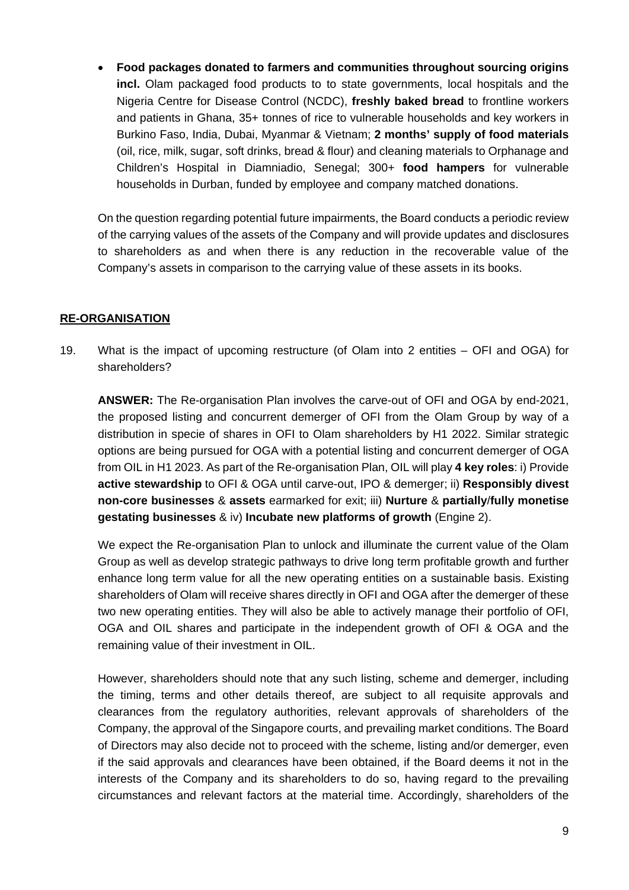- **Food packages donated to farmers and communities throughout sourcing origins incl.** Olam packaged food products to to state governments, local hospitals and the Nigeria Centre for Disease Control (NCDC), **freshly baked bread** to frontline workers and patients in Ghana, 35+ tonnes of rice to vulnerable households and key workers in Burkino Faso, India, Dubai, Myanmar & Vietnam; **2 months' supply of food materials** (oil, rice, milk, sugar, soft drinks, bread & flour) and cleaning materials to Orphanage and Children's Hospital in Diamniadio, Senegal; 300+ **food hampers** for vulnerable households in Durban, funded by employee and company matched donations.

On the question regarding potential future impairments, the Board conducts a periodic review of the carrying values of the assets of the Company and will provide updates and disclosures to shareholders as and when there is any reduction in the recoverable value of the Company's assets in comparison to the carrying value of these assets in its books.

**RE-ORGANISATION**

19. What is the impact of upcoming restructure (of Olam into 2 entities – OFI and OGA) for shareholders?

**ANSWER:** The Re-organisation Plan involves the carve-out of OFI and OGA by end-2021, the proposed listing and concurrent demerger of OFI from the Olam Group by way of a distribution in specie of shares in OFI to Olam shareholders by H1 2022. Similar strategic options are being pursued for OGA with a potential listing and concurrent demerger of OGA from OIL in H1 2023. As part of the Re-organisation Plan, OIL will play **4 key roles**: i) Provide **active stewardship** to OFI & OGA until carve-out, IPO & demerger; ii) **Responsibly divest non-core businesses** & **assets** earmarked for exit; iii) **Nurture** & **partially/fully monetise gestating businesses** & iv) **Incubate new platforms of growth** (Engine 2).

We expect the Re-organisation Plan to unlock and illuminate the current value of the Olam Group as well as develop strategic pathways to drive long term profitable growth and further enhance long term value for all the new operating entities on a sustainable basis. Existing shareholders of Olam will receive shares directly in OFI and OGA after the demerger of these two new operating entities. They will also be able to actively manage their portfolio of OFI, OGA and OIL shares and participate in the independent growth of OFI & OGA and the remaining value of their investment in OIL.

However, shareholders should note that any such listing, scheme and demerger, including the timing, terms and other details thereof, are subject to all requisite approvals and clearances from the regulatory authorities, relevant approvals of shareholders of the Company, the approval of the Singapore courts, and prevailing market conditions. The Board of Directors may also decide not to proceed with the scheme, listing and/or demerger, even if the said approvals and clearances have been obtained, if the Board deems it not in the interests of the Company and its shareholders to do so, having regard to the prevailing circumstances and relevant factors at the material time. Accordingly, shareholders of the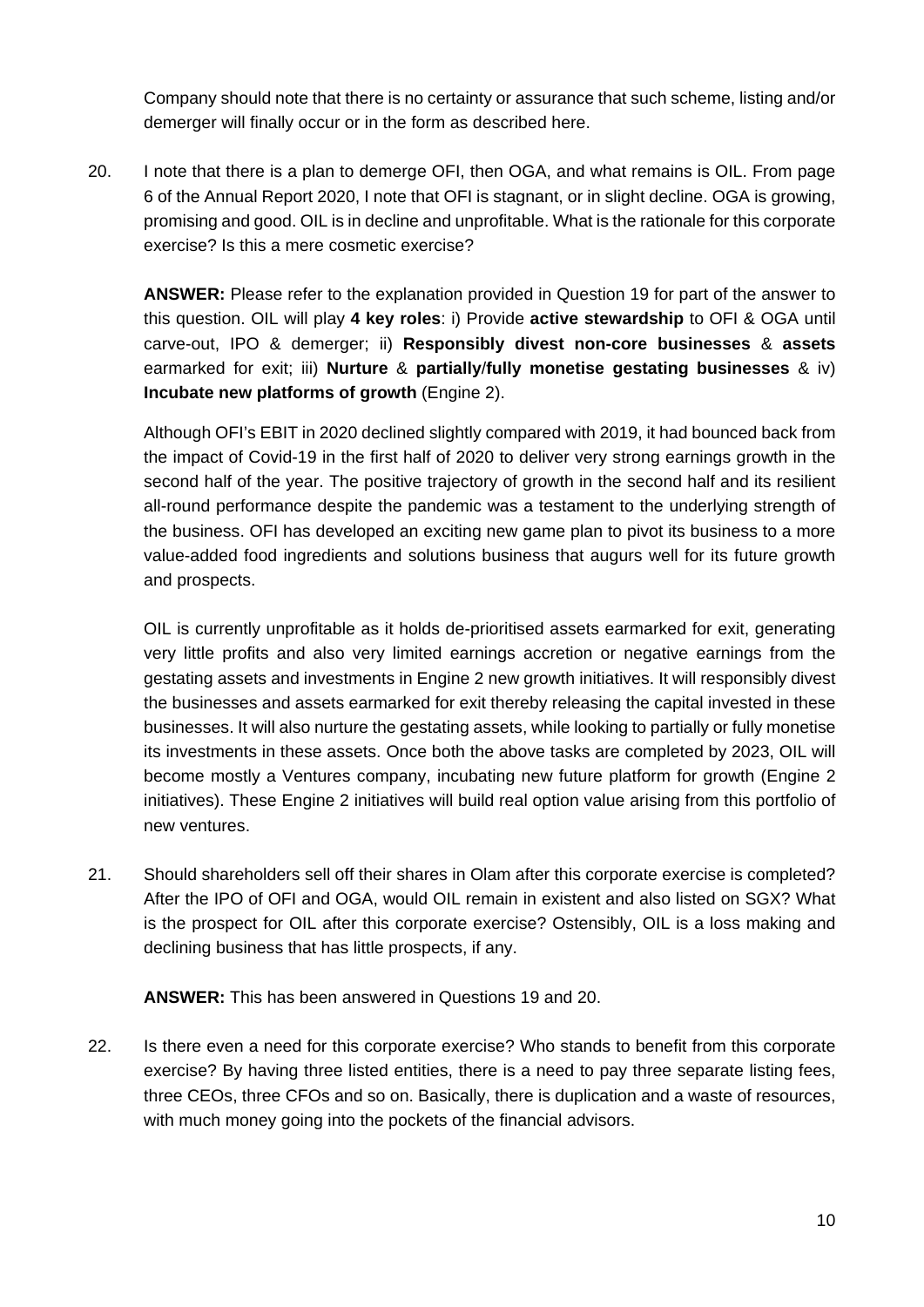Company should note that there is no certainty or assurance that such scheme, listing and/or demerger will finally occur or in the form as described here.

20. I note that there is a plan to demerge OFI, then OGA, and what remains is OIL. From page 6 of the Annual Report 2020, I note that OFI is stagnant, or in slight decline. OGA is growing, promising and good. OIL is in decline and unprofitable. What is the rationale for this corporate exercise? Is this a mere cosmetic exercise?

    **ANSWER:** Please refer to the explanation provided in Question 19 for part of the answer to this question. OIL will play **4 key roles**: i) Provide **active stewardship** to OFI & OGA until carve-out, IPO & demerger; ii) **Responsibly divest non-core businesses** & **assets** earmarked for exit; iii) **Nurture** & **partially/fully monetise gestating businesses** & iv) **Incubate new platforms of growth** (Engine 2).

    Although OFI's EBIT in 2020 declined slightly compared with 2019, it had bounced back from the impact of Covid-19 in the first half of 2020 to deliver very strong earnings growth in the second half of the year. The positive trajectory of growth in the second half and its resilient all-round performance despite the pandemic was a testament to the underlying strength of the business. OFI has developed an exciting new game plan to pivot its business to a more value-added food ingredients and solutions business that augurs well for its future growth and prospects.

    OIL is currently unprofitable as it holds de-prioritised assets earmarked for exit, generating very little profits and also very limited earnings accretion or negative earnings from the gestating assets and investments in Engine 2 new growth initiatives. It will responsibly divest the businesses and assets earmarked for exit thereby releasing the capital invested in these businesses. It will also nurture the gestating assets, while looking to partially or fully monetise its investments in these assets. Once both the above tasks are completed by 2023, OIL will become mostly a Ventures company, incubating new future platform for growth (Engine 2 initiatives). These Engine 2 initiatives will build real option value arising from this portfolio of new ventures.

21. Should shareholders sell off their shares in Olam after this corporate exercise is completed? After the IPO of OFI and OGA, would OIL remain in existent and also listed on SGX? What is the prospect for OIL after this corporate exercise? Ostensibly, OIL is a loss making and declining business that has little prospects, if any.

    **ANSWER:** This has been answered in Questions 19 and 20.

22. Is there even a need for this corporate exercise? Who stands to benefit from this corporate exercise? By having three listed entities, there is a need to pay three separate listing fees, three CEOs, three CFOs and so on. Basically, there is duplication and a waste of resources, with much money going into the pockets of the financial advisors.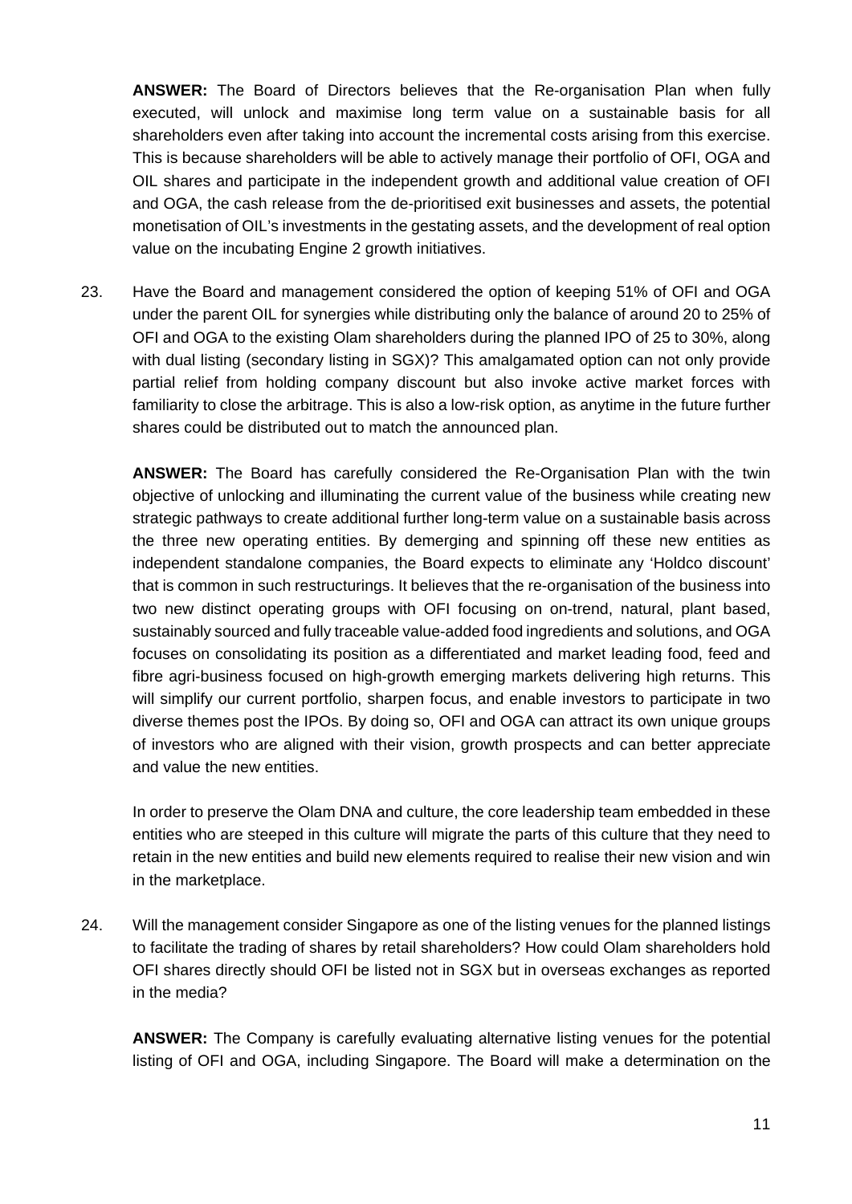**ANSWER:** The Board of Directors believes that the Re-organisation Plan when fully executed, will unlock and maximise long term value on a sustainable basis for all shareholders even after taking into account the incremental costs arising from this exercise. This is because shareholders will be able to actively manage their portfolio of OFI, OGA and OIL shares and participate in the independent growth and additional value creation of OFI and OGA, the cash release from the de-prioritised exit businesses and assets, the potential monetisation of OIL's investments in the gestating assets, and the development of real option value on the incubating Engine 2 growth initiatives.

23. Have the Board and management considered the option of keeping 51% of OFI and OGA under the parent OIL for synergies while distributing only the balance of around 20 to 25% of OFI and OGA to the existing Olam shareholders during the planned IPO of 25 to 30%, along with dual listing (secondary listing in SGX)? This amalgamated option can not only provide partial relief from holding company discount but also invoke active market forces with familiarity to close the arbitrage. This is also a low-risk option, as anytime in the future further shares could be distributed out to match the announced plan.

    **ANSWER:** The Board has carefully considered the Re-Organisation Plan with the twin objective of unlocking and illuminating the current value of the business while creating new strategic pathways to create additional further long-term value on a sustainable basis across the three new operating entities. By demerging and spinning off these new entities as independent standalone companies, the Board expects to eliminate any 'Holdco discount' that is common in such restructurings. It believes that the re-organisation of the business into two new distinct operating groups with OFI focusing on on-trend, natural, plant based, sustainably sourced and fully traceable value-added food ingredients and solutions, and OGA focuses on consolidating its position as a differentiated and market leading food, feed and fibre agri-business focused on high-growth emerging markets delivering high returns. This will simplify our current portfolio, sharpen focus, and enable investors to participate in two diverse themes post the IPOs. By doing so, OFI and OGA can attract its own unique groups of investors who are aligned with their vision, growth prospects and can better appreciate and value the new entities.

    In order to preserve the Olam DNA and culture, the core leadership team embedded in these entities who are steeped in this culture will migrate the parts of this culture that they need to retain in the new entities and build new elements required to realise their new vision and win in the marketplace.

24. Will the management consider Singapore as one of the listing venues for the planned listings to facilitate the trading of shares by retail shareholders? How could Olam shareholders hold OFI shares directly should OFI be listed not in SGX but in overseas exchanges as reported in the media?

    **ANSWER:** The Company is carefully evaluating alternative listing venues for the potential listing of OFI and OGA, including Singapore. The Board will make a determination on the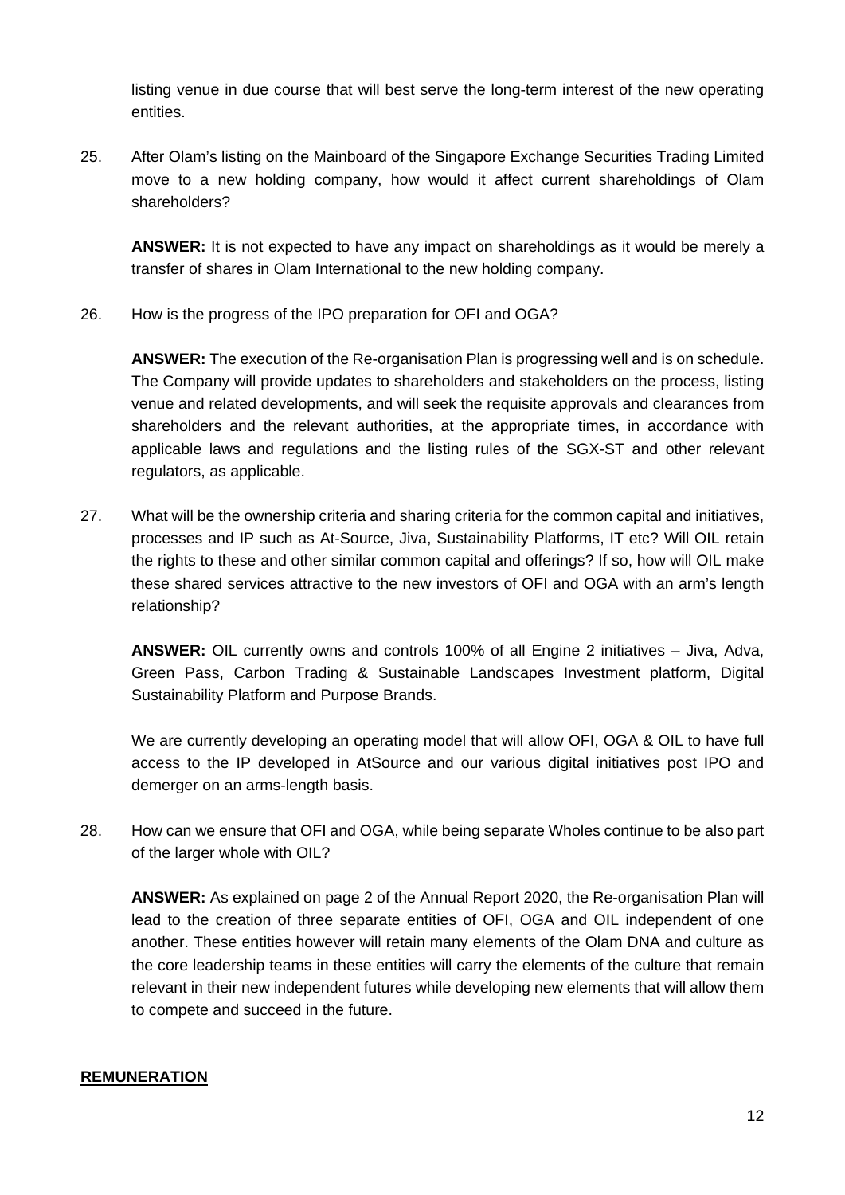listing venue in due course that will best serve the long-term interest of the new operating entities.

25. After Olam's listing on the Mainboard of the Singapore Exchange Securities Trading Limited move to a new holding company, how would it affect current shareholdings of Olam shareholders?

    **ANSWER:** It is not expected to have any impact on shareholdings as it would be merely a transfer of shares in Olam International to the new holding company.

26. How is the progress of the IPO preparation for OFI and OGA?

    **ANSWER:** The execution of the Re-organisation Plan is progressing well and is on schedule. The Company will provide updates to shareholders and stakeholders on the process, listing venue and related developments, and will seek the requisite approvals and clearances from shareholders and the relevant authorities, at the appropriate times, in accordance with applicable laws and regulations and the listing rules of the SGX-ST and other relevant regulators, as applicable.

27. What will be the ownership criteria and sharing criteria for the common capital and initiatives, processes and IP such as At-Source, Jiva, Sustainability Platforms, IT etc? Will OIL retain the rights to these and other similar common capital and offerings? If so, how will OIL make these shared services attractive to the new investors of OFI and OGA with an arm's length relationship?

    **ANSWER:** OIL currently owns and controls 100% of all Engine 2 initiatives – Jiva, Adva, Green Pass, Carbon Trading & Sustainable Landscapes Investment platform, Digital Sustainability Platform and Purpose Brands.

    We are currently developing an operating model that will allow OFI, OGA & OIL to have full access to the IP developed in AtSource and our various digital initiatives post IPO and demerger on an arms-length basis.

28. How can we ensure that OFI and OGA, while being separate Wholes continue to be also part of the larger whole with OIL?

    **ANSWER:** As explained on page 2 of the Annual Report 2020, the Re-organisation Plan will lead to the creation of three separate entities of OFI, OGA and OIL independent of one another. These entities however will retain many elements of the Olam DNA and culture as the core leadership teams in these entities will carry the elements of the culture that remain relevant in their new independent futures while developing new elements that will allow them to compete and succeed in the future.

## REMUNERATION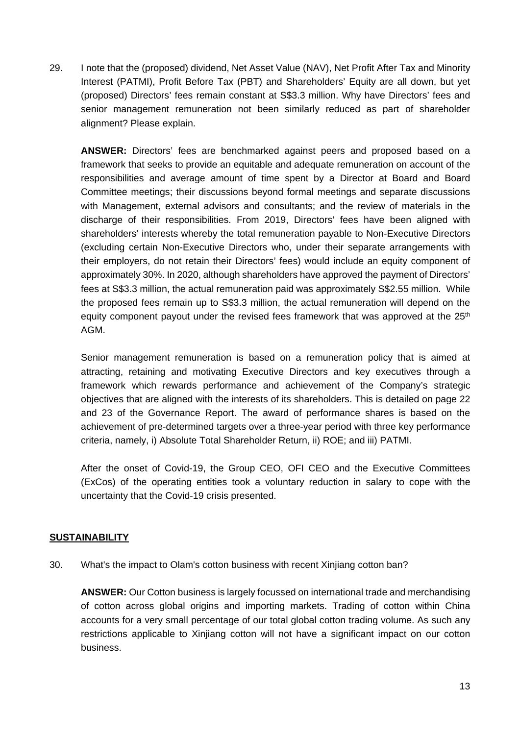29. I note that the (proposed) dividend, Net Asset Value (NAV), Net Profit After Tax and Minority Interest (PATMI), Profit Before Tax (PBT) and Shareholders' Equity are all down, but yet (proposed) Directors' fees remain constant at S$3.3 million. Why have Directors' fees and senior management remuneration not been similarly reduced as part of shareholder alignment? Please explain.

    **ANSWER:** Directors' fees are benchmarked against peers and proposed based on a framework that seeks to provide an equitable and adequate remuneration on account of the responsibilities and average amount of time spent by a Director at Board and Board Committee meetings; their discussions beyond formal meetings and separate discussions with Management, external advisors and consultants; and the review of materials in the discharge of their responsibilities. From 2019, Directors' fees have been aligned with shareholders' interests whereby the total remuneration payable to Non-Executive Directors (excluding certain Non-Executive Directors who, under their separate arrangements with their employers, do not retain their Directors' fees) would include an equity component of approximately 30%. In 2020, although shareholders have approved the payment of Directors' fees at S$3.3 million, the actual remuneration paid was approximately S$2.55 million. While the proposed fees remain up to S$3.3 million, the actual remuneration will depend on the equity component payout under the revised fees framework that was approved at the 25th AGM.

    Senior management remuneration is based on a remuneration policy that is aimed at attracting, retaining and motivating Executive Directors and key executives through a framework which rewards performance and achievement of the Company's strategic objectives that are aligned with the interests of its shareholders. This is detailed on page 22 and 23 of the Governance Report. The award of performance shares is based on the achievement of pre-determined targets over a three-year period with three key performance criteria, namely, i) Absolute Total Shareholder Return, ii) ROE; and iii) PATMI.

    After the onset of Covid-19, the Group CEO, OFI CEO and the Executive Committees (ExCos) of the operating entities took a voluntary reduction in salary to cope with the uncertainty that the Covid-19 crisis presented.

## SUSTAINABILITY

30. What's the impact to Olam's cotton business with recent Xinjiang cotton ban?

    **ANSWER:** Our Cotton business is largely focussed on international trade and merchandising of cotton across global origins and importing markets. Trading of cotton within China accounts for a very small percentage of our total global cotton trading volume. As such any restrictions applicable to Xinjiang cotton will not have a significant impact on our cotton business.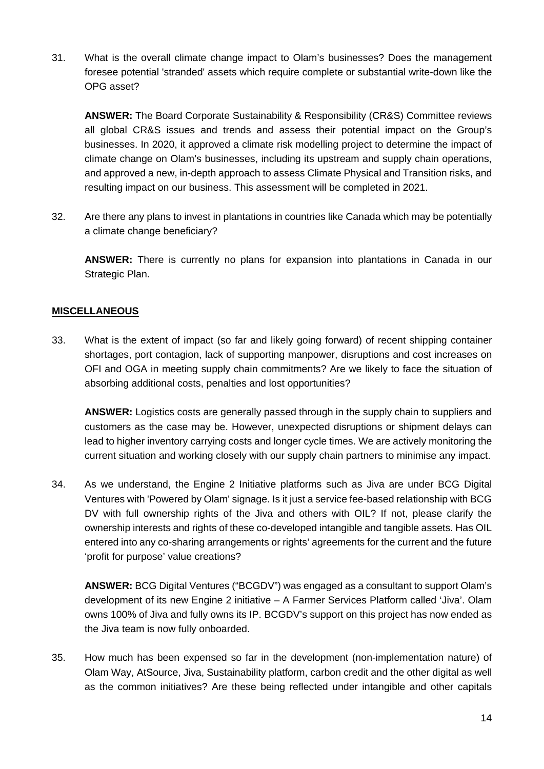31. What is the overall climate change impact to Olam's businesses? Does the management foresee potential 'stranded' assets which require complete or substantial write-down like the OPG asset?

    **ANSWER:** The Board Corporate Sustainability & Responsibility (CR&S) Committee reviews all global CR&S issues and trends and assess their potential impact on the Group's businesses. In 2020, it approved a climate risk modelling project to determine the impact of climate change on Olam's businesses, including its upstream and supply chain operations, and approved a new, in-depth approach to assess Climate Physical and Transition risks, and resulting impact on our business. This assessment will be completed in 2021.

32. Are there any plans to invest in plantations in countries like Canada which may be potentially a climate change beneficiary?

    **ANSWER:** There is currently no plans for expansion into plantations in Canada in our Strategic Plan.

**MISCELLANEOUS**

33. What is the extent of impact (so far and likely going forward) of recent shipping container shortages, port contagion, lack of supporting manpower, disruptions and cost increases on OFI and OGA in meeting supply chain commitments? Are we likely to face the situation of absorbing additional costs, penalties and lost opportunities?

    **ANSWER:** Logistics costs are generally passed through in the supply chain to suppliers and customers as the case may be. However, unexpected disruptions or shipment delays can lead to higher inventory carrying costs and longer cycle times. We are actively monitoring the current situation and working closely with our supply chain partners to minimise any impact.

34. As we understand, the Engine 2 Initiative platforms such as Jiva are under BCG Digital Ventures with 'Powered by Olam' signage. Is it just a service fee-based relationship with BCG DV with full ownership rights of the Jiva and others with OIL? If not, please clarify the ownership interests and rights of these co-developed intangible and tangible assets. Has OIL entered into any co-sharing arrangements or rights' agreements for the current and the future 'profit for purpose' value creations?

    **ANSWER:** BCG Digital Ventures ("BCGDV") was engaged as a consultant to support Olam's development of its new Engine 2 initiative – A Farmer Services Platform called 'Jiva'. Olam owns 100% of Jiva and fully owns its IP. BCGDV's support on this project has now ended as the Jiva team is now fully onboarded.

35. How much has been expensed so far in the development (non-implementation nature) of Olam Way, AtSource, Jiva, Sustainability platform, carbon credit and the other digital as well as the common initiatives? Are these being reflected under intangible and other capitals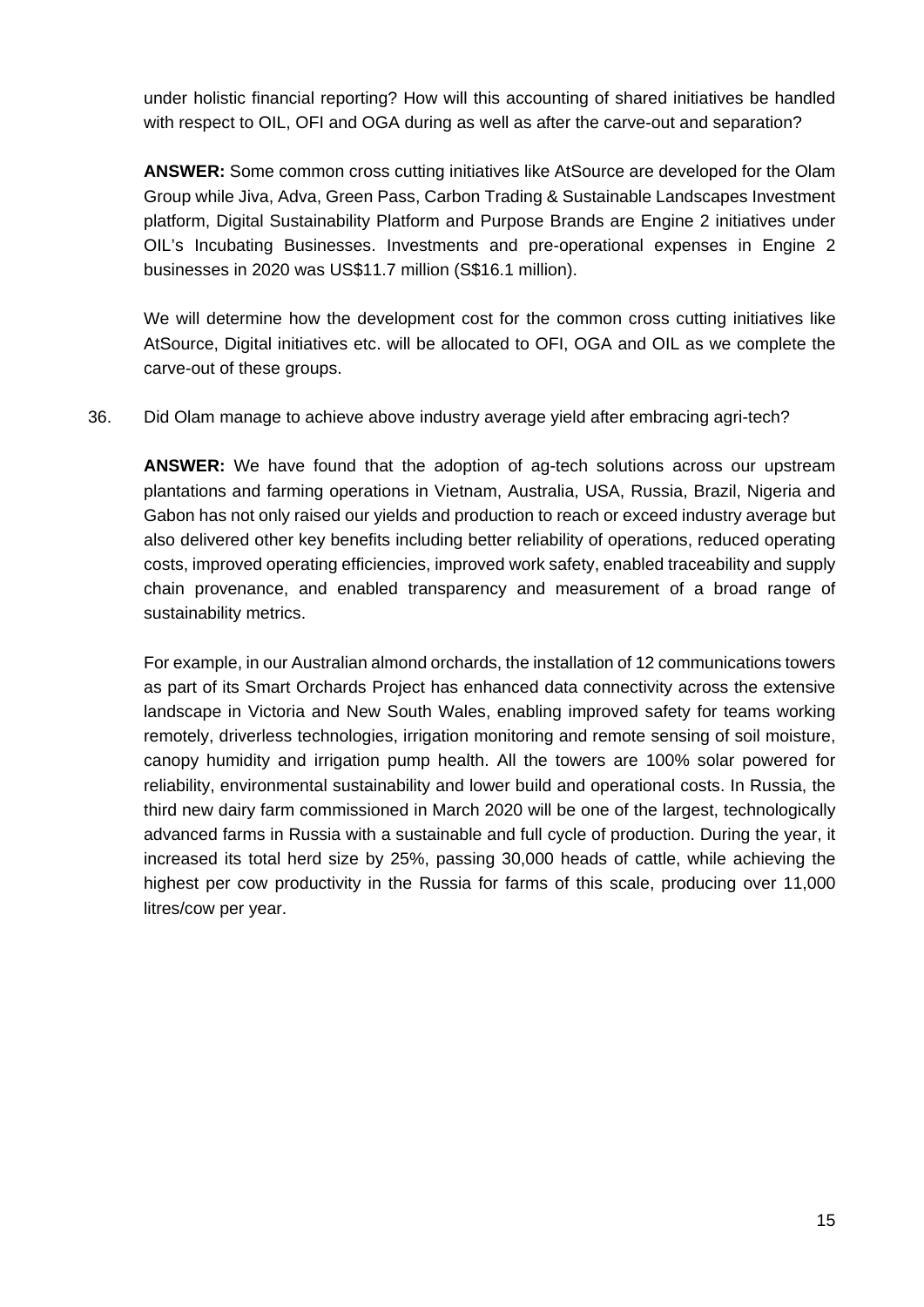under holistic financial reporting? How will this accounting of shared initiatives be handled with respect to OIL, OFI and OGA during as well as after the carve-out and separation?

**ANSWER:** Some common cross cutting initiatives like AtSource are developed for the Olam Group while Jiva, Adva, Green Pass, Carbon Trading & Sustainable Landscapes Investment platform, Digital Sustainability Platform and Purpose Brands are Engine 2 initiatives under OIL's Incubating Businesses. Investments and pre-operational expenses in Engine 2 businesses in 2020 was US$11.7 million (S$16.1 million).

We will determine how the development cost for the common cross cutting initiatives like AtSource, Digital initiatives etc. will be allocated to OFI, OGA and OIL as we complete the carve-out of these groups.

36. Did Olam manage to achieve above industry average yield after embracing agri-tech?

**ANSWER:** We have found that the adoption of ag-tech solutions across our upstream plantations and farming operations in Vietnam, Australia, USA, Russia, Brazil, Nigeria and Gabon has not only raised our yields and production to reach or exceed industry average but also delivered other key benefits including better reliability of operations, reduced operating costs, improved operating efficiencies, improved work safety, enabled traceability and supply chain provenance, and enabled transparency and measurement of a broad range of sustainability metrics.

For example, in our Australian almond orchards, the installation of 12 communications towers as part of its Smart Orchards Project has enhanced data connectivity across the extensive landscape in Victoria and New South Wales, enabling improved safety for teams working remotely, driverless technologies, irrigation monitoring and remote sensing of soil moisture, canopy humidity and irrigation pump health. All the towers are 100% solar powered for reliability, environmental sustainability and lower build and operational costs. In Russia, the third new dairy farm commissioned in March 2020 will be one of the largest, technologically advanced farms in Russia with a sustainable and full cycle of production. During the year, it increased its total herd size by 25%, passing 30,000 heads of cattle, while achieving the highest per cow productivity in the Russia for farms of this scale, producing over 11,000 litres/cow per year.